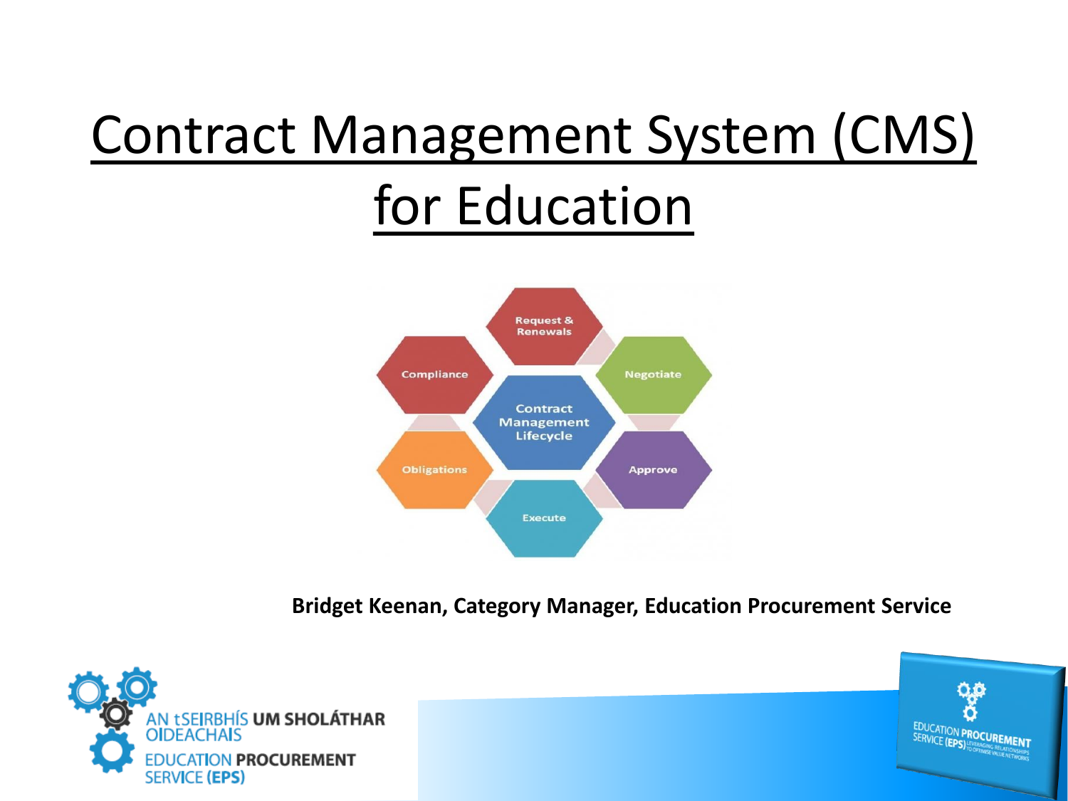# Contract Management System (CMS) for Education

Request & Renewals

Negotiate

Approve

Execute

Obligations

Compliance

Contract Management Lifecycle

**Bridget Keenan, Category Manager, Education Procurement Service**

AN tSEIRBHÍS UM SHOLÁTHAR OIDEACHAIS

EDUCATION PROCUREMENT SERVICE (EPS)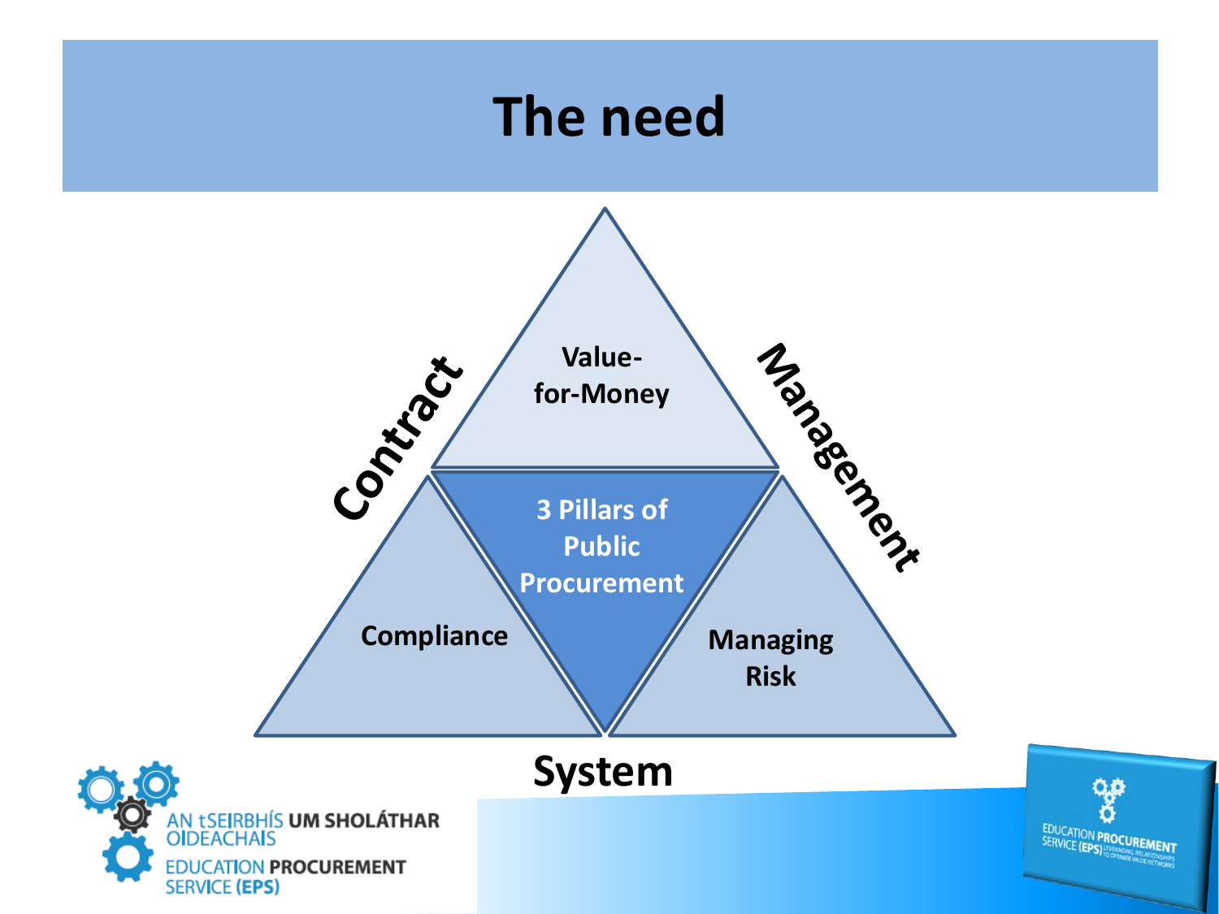# The need

Contract Management System

Value-for-Money

3 Pillars of Public Procurement

Compliance

Managing Risk

AN tSEIRBHÍS UM SHOLÁTHAR OIDEACHAIS
EDUCATION PROCUREMENT SERVICE (EPS)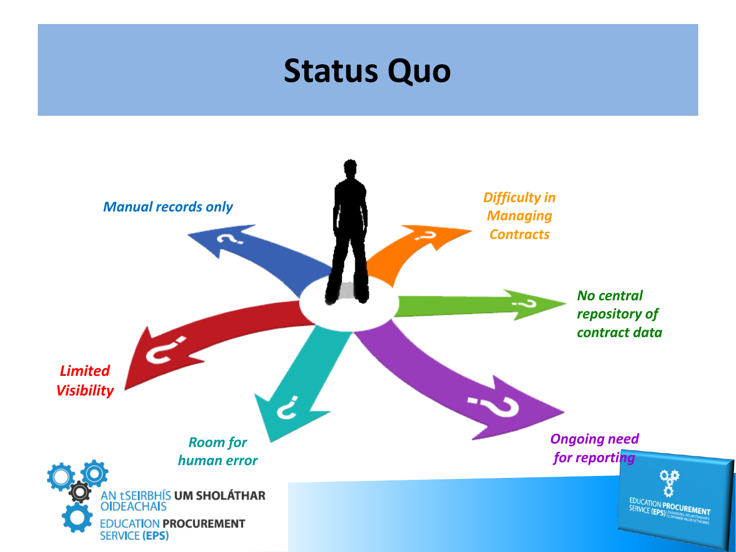# Status Quo

- *Manual records only*
- *Difficulty in Managing Contracts*
- *No central repository of contract data*
- *Ongoing need for reporting*
- *Room for human error*
- *Limited Visibility*

AN tSEIRBHÍS UM SHOLÁTHAR OIDEACHAIS

EDUCATION PROCUREMENT SERVICE (EPS)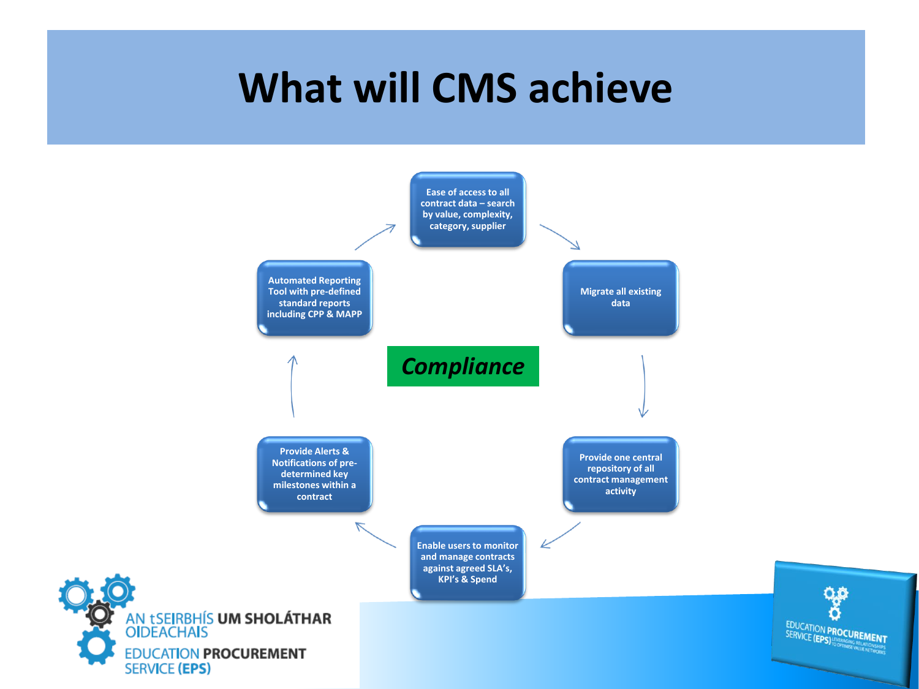# What will CMS achieve

**Compliance**

- Ease of access to all contract data – search by value, complexity, category, supplier
- Migrate all existing data
- Provide one central repository of all contract management activity
- Enable users to monitor and manage contracts against agreed SLA's, KPI's & Spend
- Provide Alerts & Notifications of pre-determined key milestones within a contract
- Automated Reporting Tool with pre-defined standard reports including CPP & MAPP

AN tSEIRBHÍS UM SHOLÁTHAR OIDEACHAIS
EDUCATION PROCUREMENT SERVICE (EPS)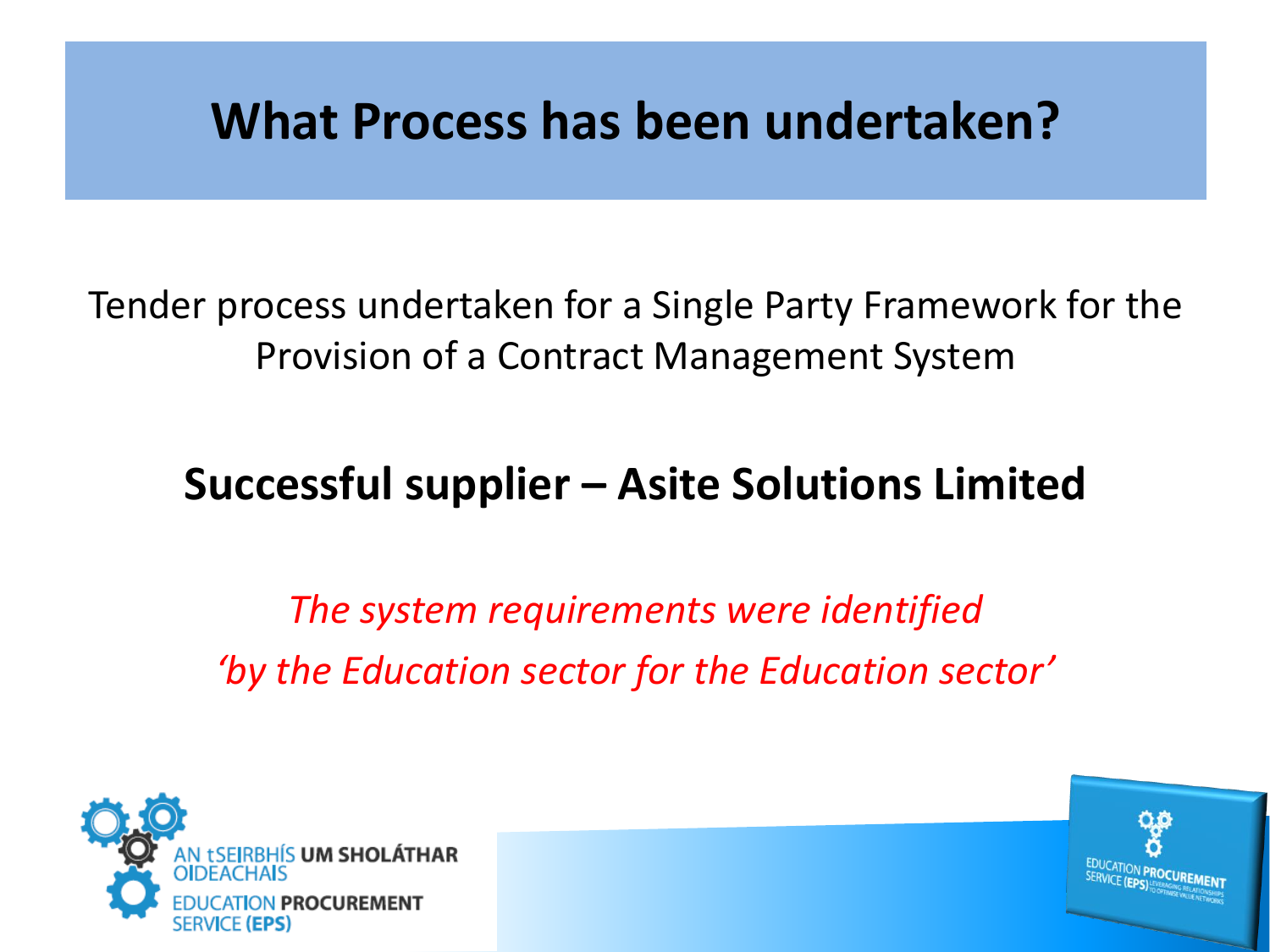# What Process has been undertaken?

Tender process undertaken for a Single Party Framework for the Provision of a Contract Management System

**Successful supplier – Asite Solutions Limited**

*The system requirements were identified*
*'by the Education sector for the Education sector'*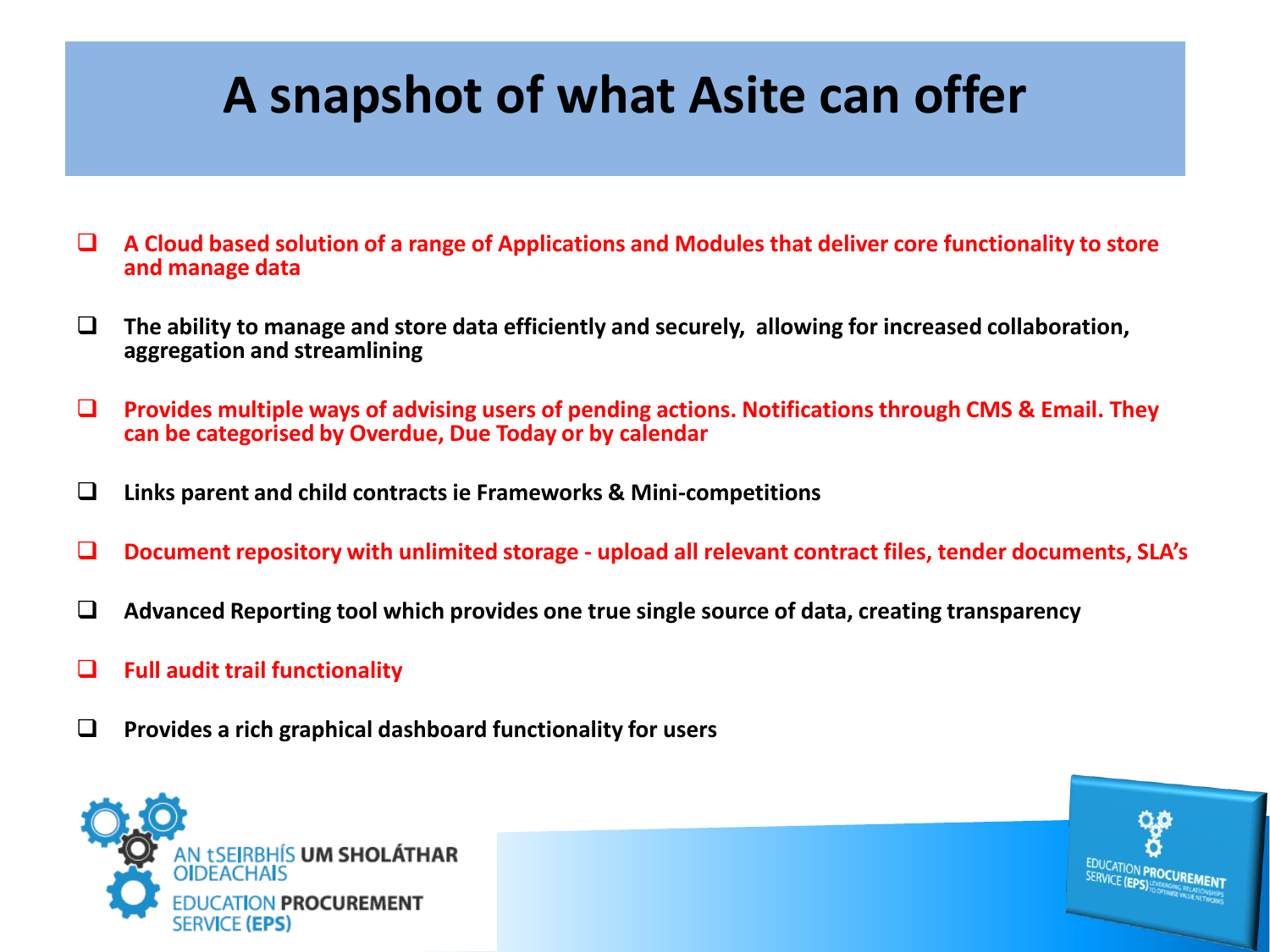# A snapshot of what Asite can offer

- **A Cloud based solution of a range of Applications and Modules that deliver core functionality to store and manage data**
- **The ability to manage and store data efficiently and securely, allowing for increased collaboration, aggregation and streamlining**
- **Provides multiple ways of advising users of pending actions. Notifications through CMS & Email. They can be categorised by Overdue, Due Today or by calendar**
- **Links parent and child contracts ie Frameworks & Mini-competitions**
- **Document repository with unlimited storage - upload all relevant contract files, tender documents, SLA's**
- **Advanced Reporting tool which provides one true single source of data, creating transparency**
- **Full audit trail functionality**
- **Provides a rich graphical dashboard functionality for users**

AN tSEIRBHÍS UM SHOLÁTHAR OIDEACHAIS
EDUCATION PROCUREMENT SERVICE (EPS)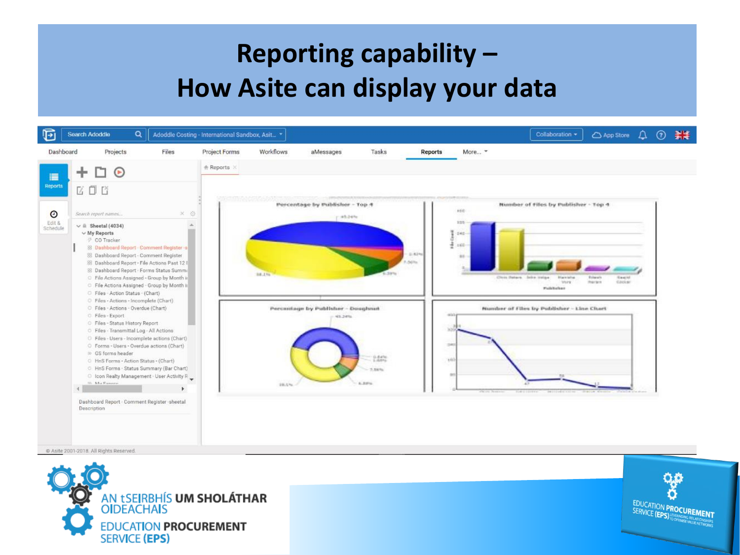# Reporting capability – How Asite can display your data

Search Adoddle | Adoddle Costing - International Sandbox, Asit... | Collaboration | App Store

Dashboard | Projects | Files | Project Forms | Workflows | aMessages | Tasks | Reports | More...

Reports | Edit & Schedule

Search report names...

- Sheetal (4034)
  - My Reports
    - CO Tracker
    - Dashboard Report - Comment Register -s
    - Dashboard Report - Comment Register
    - Dashboard Report - File Actions Past 12 I
    - Dashboard Report - Forms Status Summ
    - File Actions Assigned - Group by Month i
    - File Actions Assigned - Group by Month i
    - Files - Action Status - (Chart)
    - Files - Actions - Incomplete (Chart)
    - Files - Actions - Overdue (Chart)
    - Files - Export
    - Files - Status History Report
    - Files - Transmittal Log - All Actions
    - Files - Users - Incomplete actions (Chart)
    - Forms - Users - Overdue actions (Chart)
    - GS forms header
    - HnS Forms - Action Status - (Chart)
    - HnS Forms - Status Summary (Bar Chart)
    - Icon Realty Management - User Activity R

Dashboard Report - Comment Register -sheetal
Description

Reports

Percentage by Publisher - Top 4

Number of Files by Publisher - Top 4

Percentage by Publisher - Doughnut

Number of Files by Publisher - Line Chart

© Asite 2001-2018. All Rights Reserved.

AN tSEIRBHÍS UM SHOLÁTHAR OIDEACHAIS
EDUCATION PROCUREMENT SERVICE (EPS)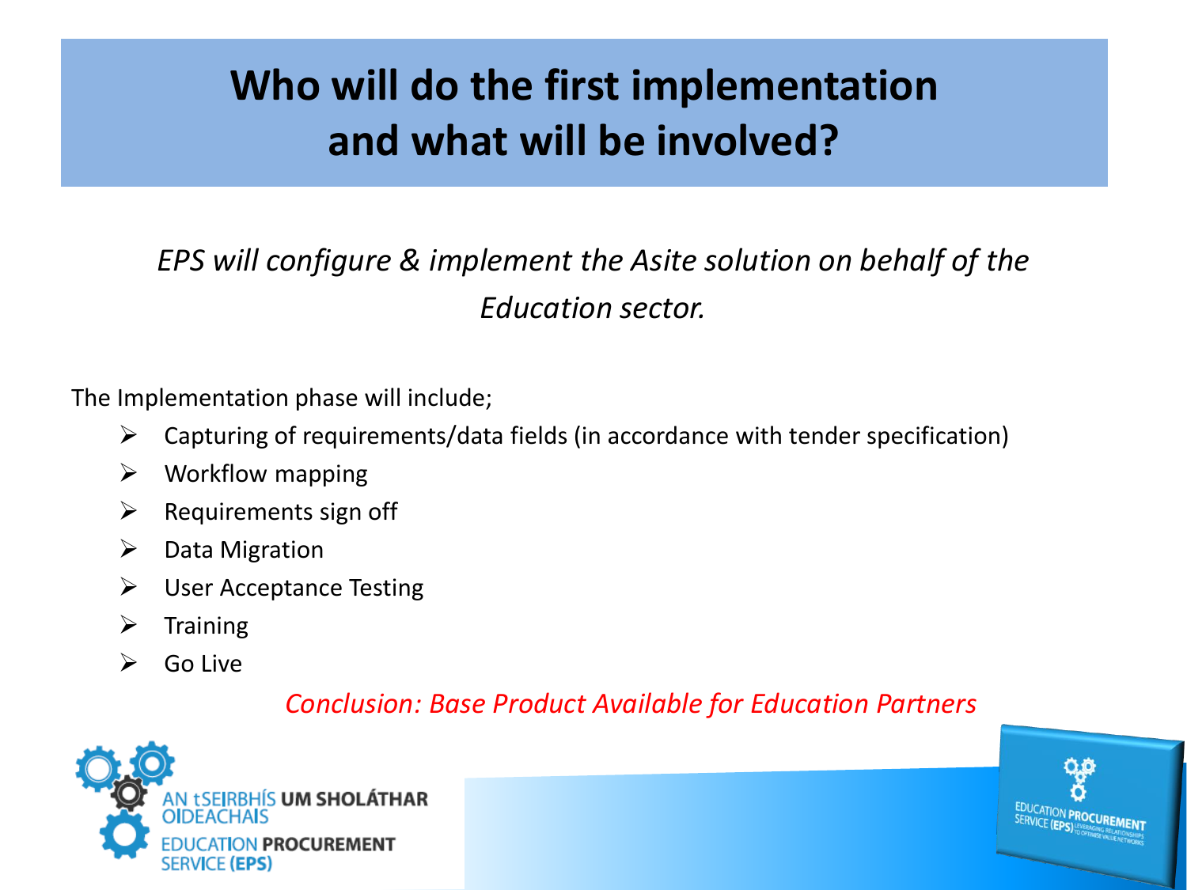# Who will do the first implementation and what will be involved?

*EPS will configure & implement the Asite solution on behalf of the Education sector.*

The Implementation phase will include;

- Capturing of requirements/data fields (in accordance with tender specification)
- Workflow mapping
- Requirements sign off
- Data Migration
- User Acceptance Testing
- Training
- Go Live

*Conclusion: Base Product Available for Education Partners*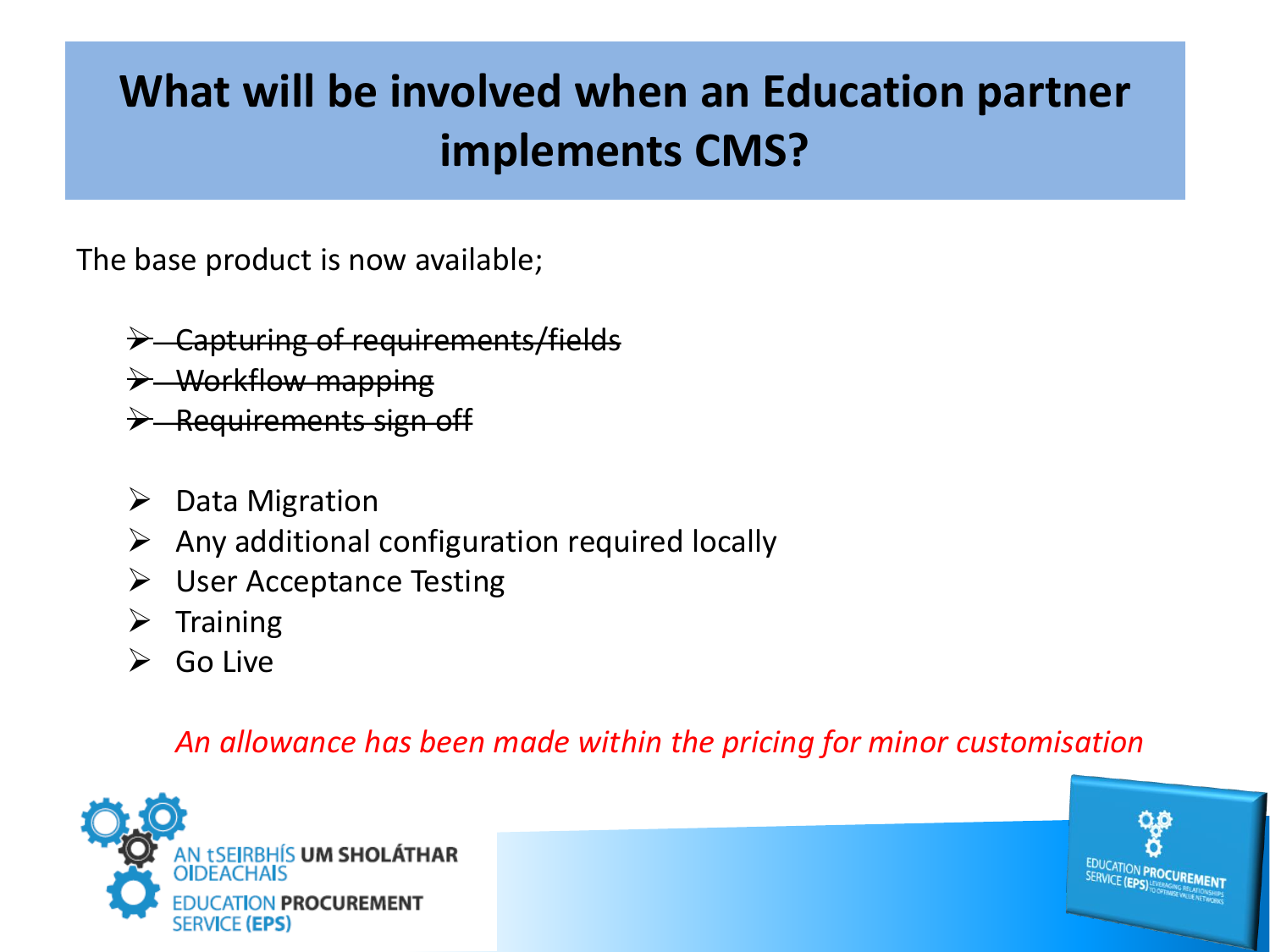# What will be involved when an Education partner implements CMS?

The base product is now available;

- ~~Capturing of requirements/fields~~
- ~~Workflow mapping~~
- ~~Requirements sign off~~

- Data Migration
- Any additional configuration required locally
- User Acceptance Testing
- Training
- Go Live

*An allowance has been made within the pricing for minor customisation*

AN tSEIRBHÍS UM SHOLÁTHAR OIDEACHAIS
EDUCATION PROCUREMENT SERVICE (EPS)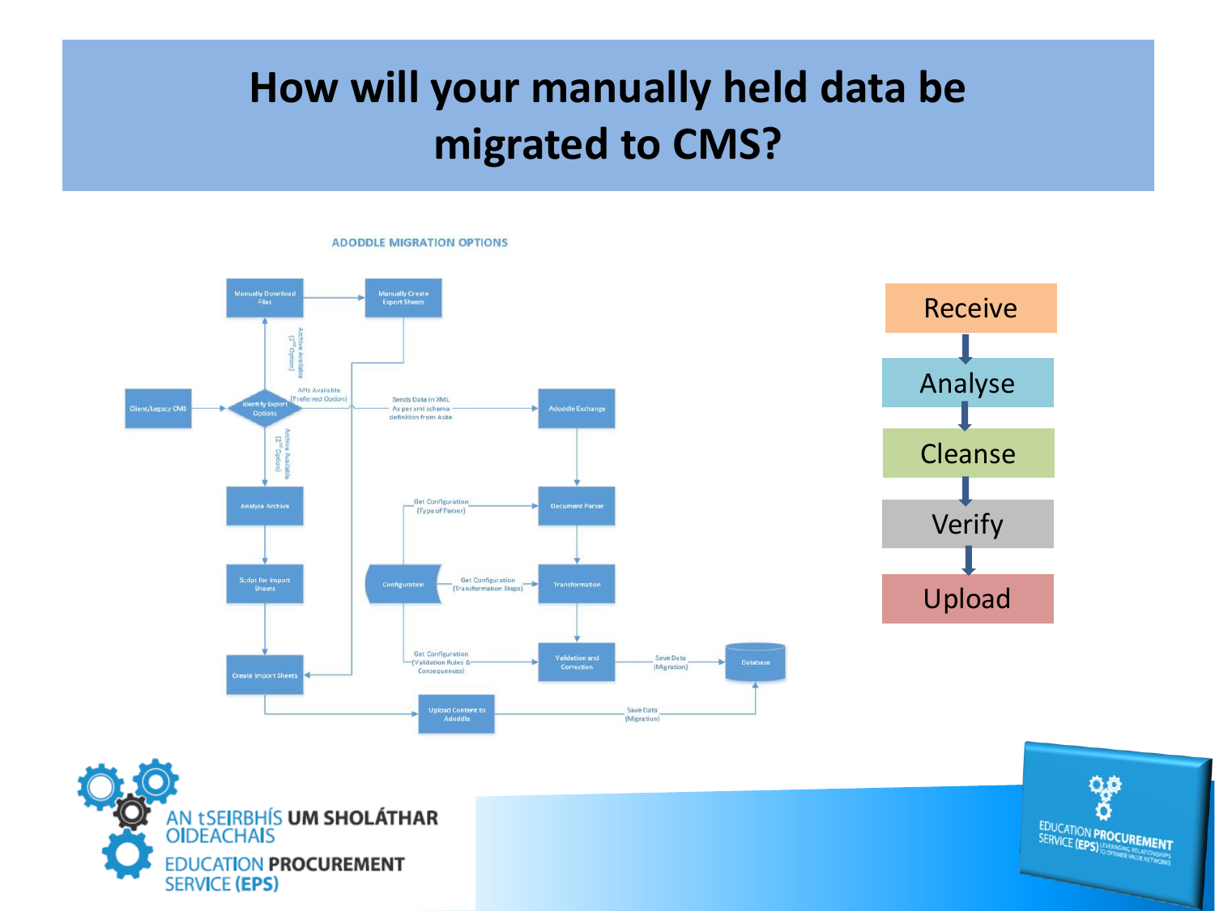# How will your manually held data be migrated to CMS?

**ADODDLE MIGRATION OPTIONS**

- Client/Legacy CMS → Identify Export Options
- Identify Export Options → Manually Download Files (Archive Available (2nd Option))
- Manually Download Files → Manually Create Export Sheets
- Identify Export Options → Adoddle Exchange (APIs Available (Preferred Option); Sends Data in XML As per xml schema definition from Asite)
- Identify Export Options → Analyse Archive (Archive Available (2nd Option))
- Analyse Archive → Script for Import Sheets → Create Import Sheets
- Manually Create Export Sheets → Create Import Sheets
- Create Import Sheets → Upload Content to Adoddle → Database (Save Data (Migration))
- Adoddle Exchange → Document Parser → Transformation → Validation and Correction → Database (Save Data (Migration))
- Configuration → Document Parser (Get Configuration (Type of Parser))
- Configuration → Transformation (Get Configuration (Transformation Steps))
- Configuration → Validation and Correction (Get Configuration (Validation Rules & Consequences))

Receive → Analyse → Cleanse → Verify → Upload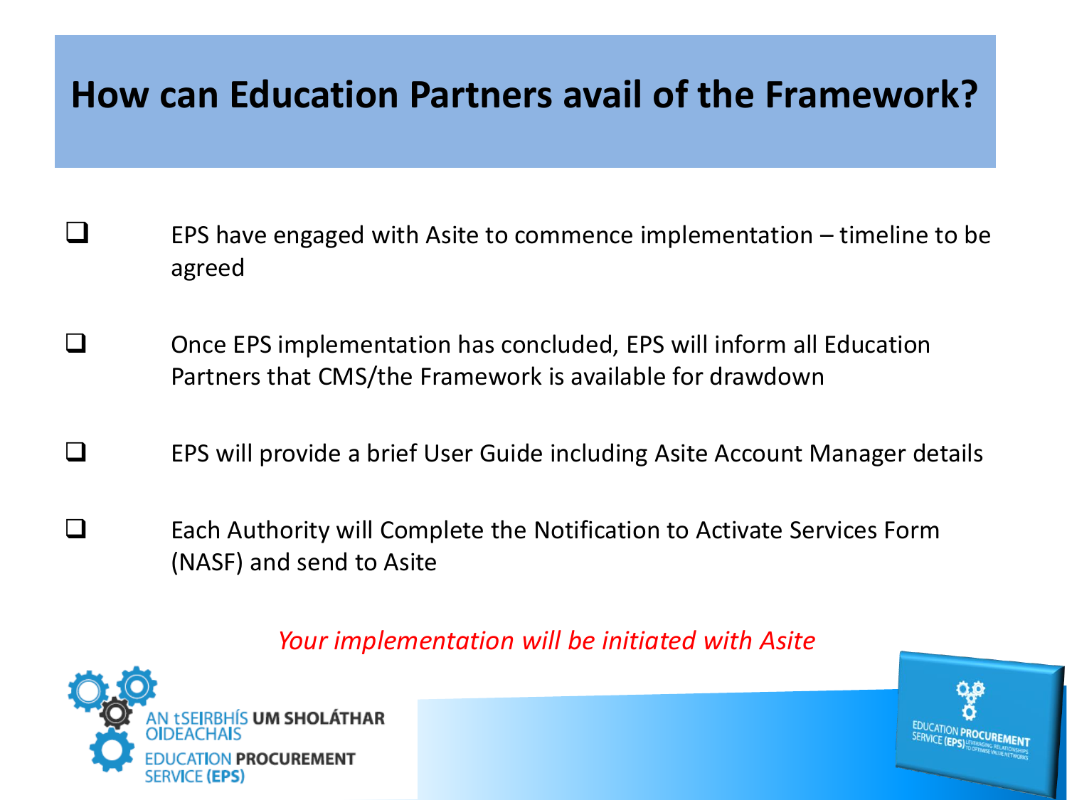# How can Education Partners avail of the Framework?

- EPS have engaged with Asite to commence implementation – timeline to be agreed

- Once EPS implementation has concluded, EPS will inform all Education Partners that CMS/the Framework is available for drawdown

- EPS will provide a brief User Guide including Asite Account Manager details

- Each Authority will Complete the Notification to Activate Services Form (NASF) and send to Asite

*Your implementation will be initiated with Asite*

AN tSEIRBHÍS UM SHOLÁTHAR OIDEACHAIS
EDUCATION PROCUREMENT SERVICE (EPS)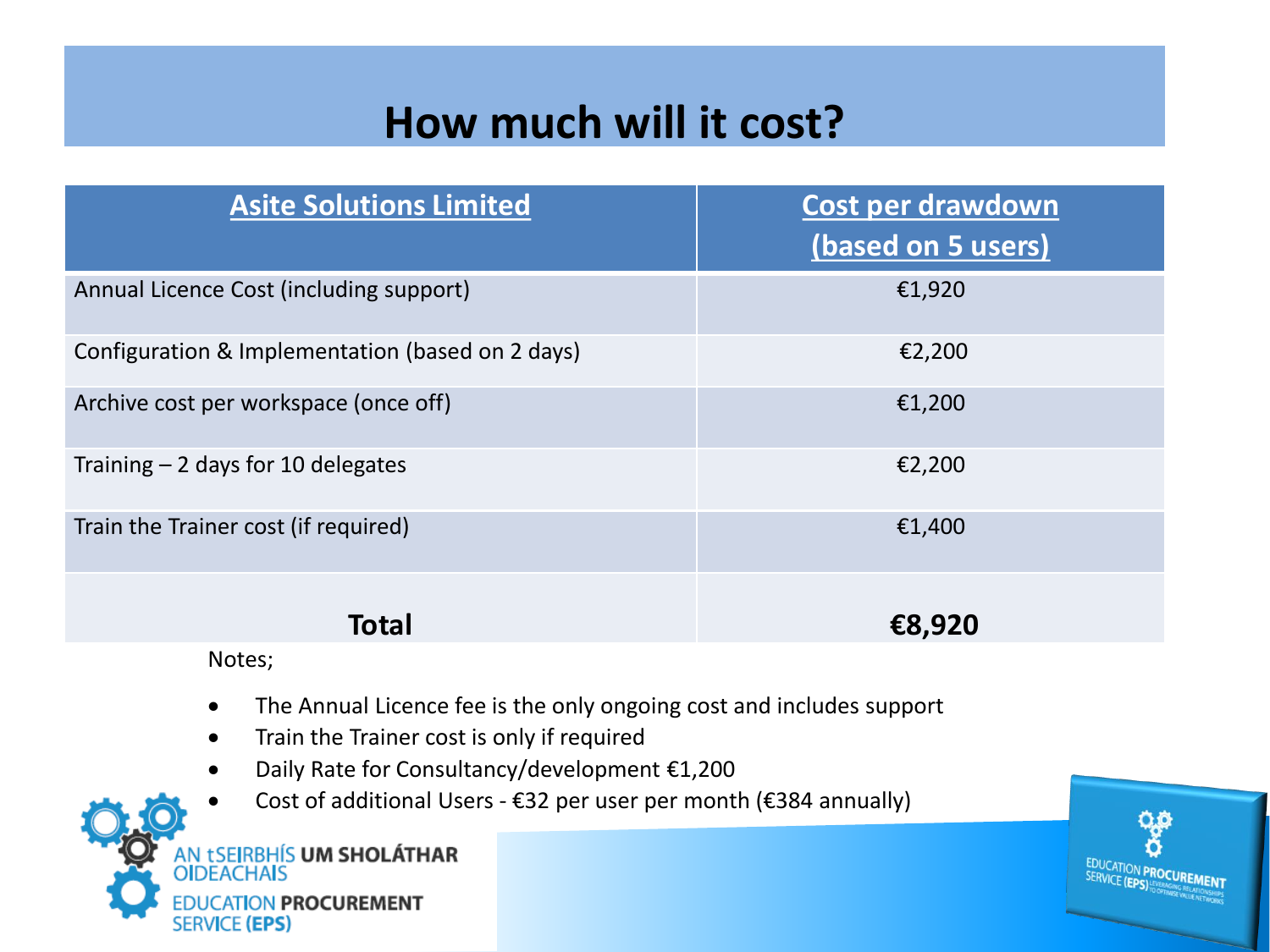# How much will it cost?

| Asite Solutions Limited | Cost per drawdown (based on 5 users) |
|---|---|
| Annual Licence Cost (including support) | €1,920 |
| Configuration & Implementation (based on 2 days) | €2,200 |
| Archive cost per workspace (once off) | €1,200 |
| Training – 2 days for 10 delegates | €2,200 |
| Train the Trainer cost (if required) | €1,400 |
| **Total** | **€8,920** |

Notes;

- The Annual Licence fee is the only ongoing cost and includes support
- Train the Trainer cost is only if required
- Daily Rate for Consultancy/development €1,200
- Cost of additional Users - €32 per user per month (€384 annually)

AN tSEIRBHÍS **UM SHOLÁTHAR** OIDEACHAIS

EDUCATION **PROCUREMENT** SERVICE **(EPS)**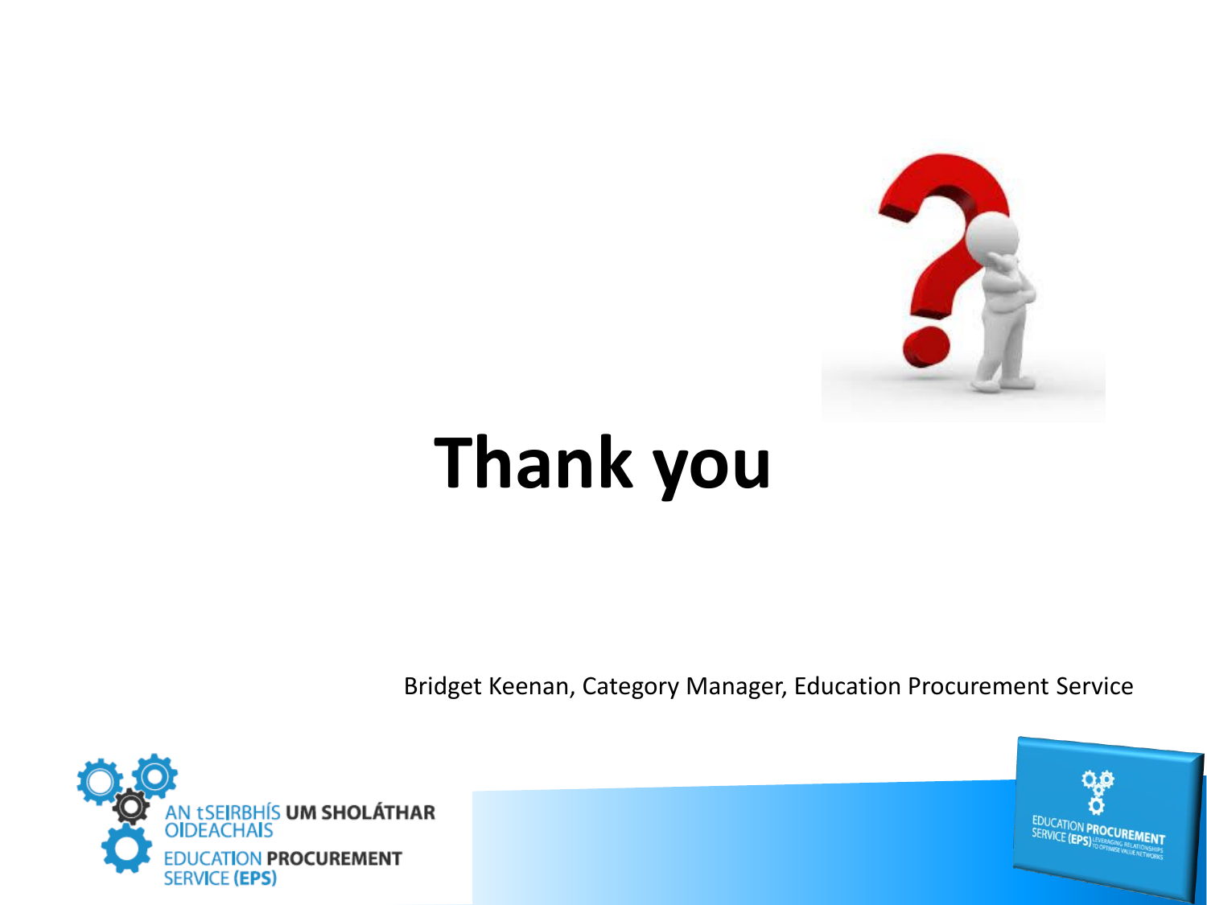# Thank you

Bridget Keenan, Category Manager, Education Procurement Service

AN tSEIRBHÍS UM SHOLÁTHAR OIDEACHAIS
EDUCATION PROCUREMENT SERVICE (EPS)